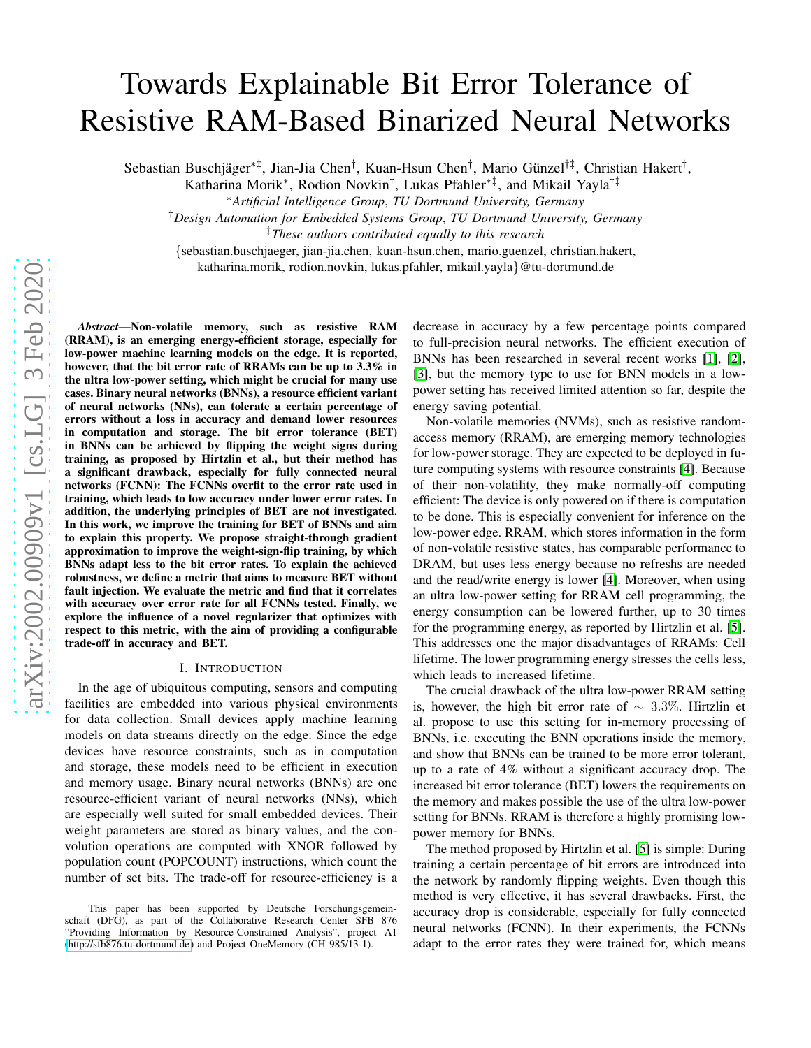# Towards Explainable Bit Error Tolerance of Resistive RAM-Based Binarized Neural Networks

Sebastian Buschjäger[*‡], Jian-Jia Chen[†], Kuan-Hsun Chen[†], Mario Günzel[†‡], Christian Hakert[†], Katharina Morik[*], Rodion Novkin[†], Lukas Pfahler[*‡], and Mikail Yayla[†‡]

[*]*Artificial Intelligence Group*, *TU Dortmund University, Germany*

[†]*Design Automation for Embedded Systems Group*, *TU Dortmund University, Germany*

[‡]*These authors contributed equally to this research*

{sebastian.buschjaeger, jian-jia.chen, kuan-hsun.chen, mario.guenzel, christian.hakert, katharina.morik, rodion.novkin, lukas.pfahler, mikail.yayla}@tu-dortmund.de

***Abstract*—Non-volatile memory, such as resistive RAM (RRAM), is an emerging energy-efficient storage, especially for low-power machine learning models on the edge. It is reported, however, that the bit error rate of RRAMs can be up to 3.3% in the ultra low-power setting, which might be crucial for many use cases. Binary neural networks (BNNs), a resource efficient variant of neural networks (NNs), can tolerate a certain percentage of errors without a loss in accuracy and demand lower resources in computation and storage. The bit error tolerance (BET) in BNNs can be achieved by flipping the weight signs during training, as proposed by Hirtzlin et al., but their method has a significant drawback, especially for fully connected neural networks (FCNN): The FCNNs overfit to the error rate used in training, which leads to low accuracy under lower error rates. In addition, the underlying principles of BET are not investigated. In this work, we improve the training for BET of BNNs and aim to explain this property. We propose straight-through gradient approximation to improve the weight-sign-flip training, by which BNNs adapt less to the bit error rates. To explain the achieved robustness, we define a metric that aims to measure BET without fault injection. We evaluate the metric and find that it correlates with accuracy over error rate for all FCNNs tested. Finally, we explore the influence of a novel regularizer that optimizes with respect to this metric, with the aim of providing a configurable trade-off in accuracy and BET.**

## I. Introduction

In the age of ubiquitous computing, sensors and computing facilities are embedded into various physical environments for data collection. Small devices apply machine learning models on data streams directly on the edge. Since the edge devices have resource constraints, such as in computation and storage, these models need to be efficient in execution and memory usage. Binary neural networks (BNNs) are one resource-efficient variant of neural networks (NNs), which are especially well suited for small embedded devices. Their weight parameters are stored as binary values, and the convolution operations are computed with XNOR followed by population count (POPCOUNT) instructions, which count the number of set bits. The trade-off for resource-efficiency is a decrease in accuracy by a few percentage points compared to full-precision neural networks. The efficient execution of BNNs has been researched in several recent works [1], [2], [3], but the memory type to use for BNN models in a low-power setting has received limited attention so far, despite the energy saving potential.

Non-volatile memories (NVMs), such as resistive random-access memory (RRAM), are emerging memory technologies for low-power storage. They are expected to be deployed in future computing systems with resource constraints [4]. Because of their non-volatility, they make normally-off computing efficient: The device is only powered on if there is computation to be done. This is especially convenient for inference on the low-power edge. RRAM, which stores information in the form of non-volatile resistive states, has comparable performance to DRAM, but uses less energy because no refreshs are needed and the read/write energy is lower [4]. Moreover, when using an ultra low-power setting for RRAM cell programming, the energy consumption can be lowered further, up to 30 times for the programming energy, as reported by Hirtzlin et al. [5]. This addresses one the major disadvantages of RRAMs: Cell lifetime. The lower programming energy stresses the cells less, which leads to increased lifetime.

The crucial drawback of the ultra low-power RRAM setting is, however, the high bit error rate of $\sim 3.3\%$. Hirtzlin et al. propose to use this setting for in-memory processing of BNNs, i.e. executing the BNN operations inside the memory, and show that BNNs can be trained to be more error tolerant, up to a rate of 4% without a significant accuracy drop. The increased bit error tolerance (BET) lowers the requirements on the memory and makes possible the use of the ultra low-power setting for BNNs. RRAM is therefore a highly promising low-power memory for BNNs.

The method proposed by Hirtzlin et al. [5] is simple: During training a certain percentage of bit errors are introduced into the network by randomly flipping weights. Even though this method is very effective, it has several drawbacks. First, the accuracy drop is considerable, especially for fully connected neural networks (FCNN). In their experiments, the FCNNs adapt to the error rates they were trained for, which means

This paper has been supported by Deutsche Forschungsgemeinschaft (DFG), as part of the Collaborative Research Center SFB 876 "Providing Information by Resource-Constrained Analysis", project A1 (http://sfb876.tu-dortmund.de) and Project OneMemory (CH 985/13-1).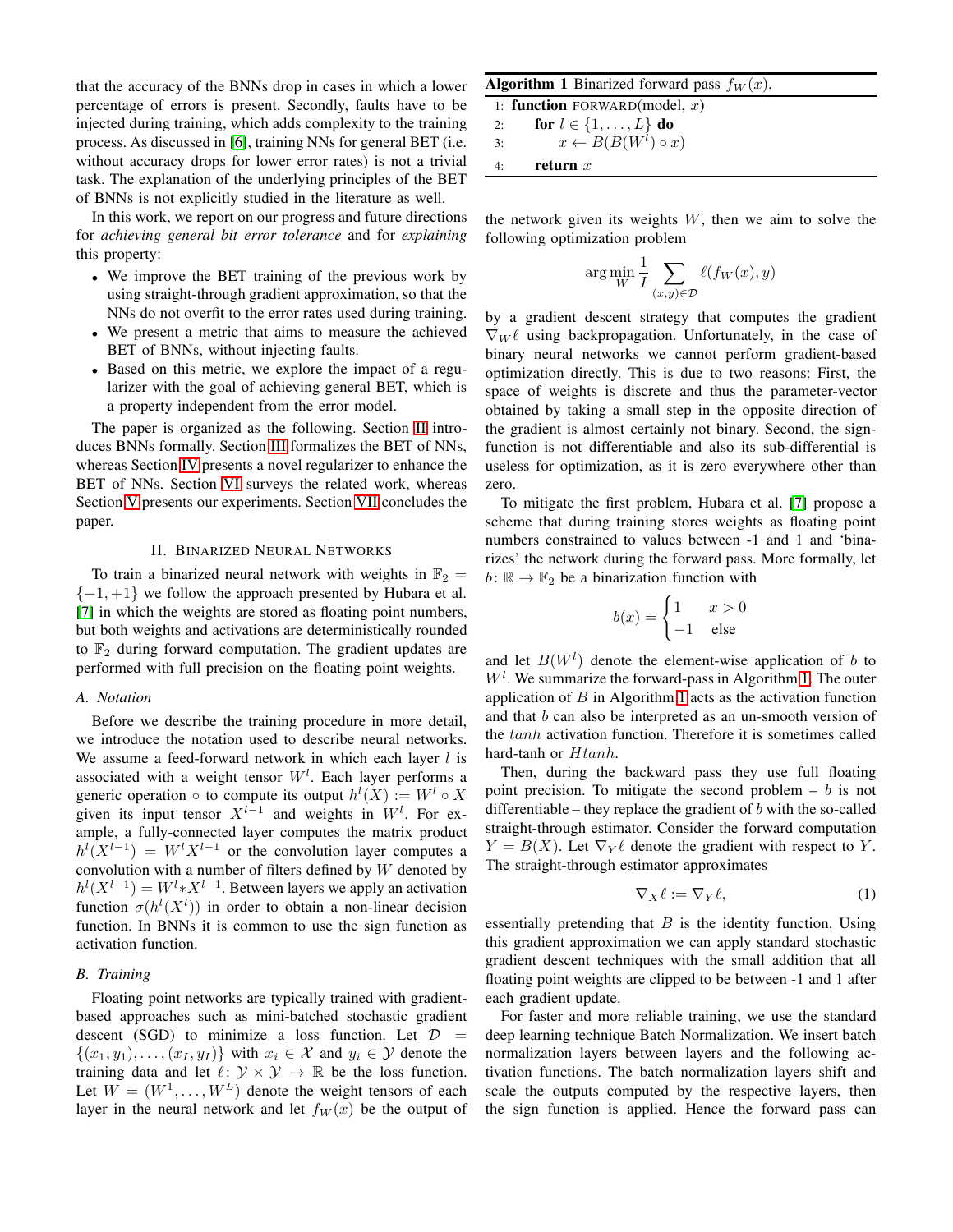that the accuracy of the BNNs drop in cases in which a lower percentage of errors is present. Secondly, faults have to be injected during training, which adds complexity to the training process. As discussed in [6], training NNs for general BET (i.e. without accuracy drops for lower error rates) is not a trivial task. The explanation of the underlying principles of the BET of BNNs is not explicitly studied in the literature as well.

In this work, we report on our progress and future directions for *achieving general bit error tolerance* and for *explaining* this property:

- We improve the BET training of the previous work by using straight-through gradient approximation, so that the NNs do not overfit to the error rates used during training.
- We present a metric that aims to measure the achieved BET of BNNs, without injecting faults.
- Based on this metric, we explore the impact of a regularizer with the goal of achieving general BET, which is a property independent from the error model.

The paper is organized as the following. Section II introduces BNNs formally. Section III formalizes the BET of NNs, whereas Section IV presents a novel regularizer to enhance the BET of NNs. Section VI surveys the related work, whereas Section V presents our experiments. Section VII concludes the paper.

## II. Binarized Neural Networks

To train a binarized neural network with weights in $\mathbb{F}_2 = \{-1, +1\}$ we follow the approach presented by Hubara et al. [7] in which the weights are stored as floating point numbers, but both weights and activations are deterministically rounded to $\mathbb{F}_2$ during forward computation. The gradient updates are performed with full precision on the floating point weights.

### A. Notation

Before we describe the training procedure in more detail, we introduce the notation used to describe neural networks. We assume a feed-forward network in which each layer $l$ is associated with a weight tensor $W^l$. Each layer performs a generic operation $\circ$ to compute its output $h^l(X) := W^l \circ X$ given its input tensor $X^{l-1}$ and weights in $W^l$. For example, a fully-connected layer computes the matrix product $h^l(X^{l-1}) = W^l X^{l-1}$ or the convolution layer computes a convolution with a number of filters defined by $W$ denoted by $h^l(X^{l-1}) = W^l * X^{l-1}$. Between layers we apply an activation function $\sigma(h^l(X^l))$ in order to obtain a non-linear decision function. In BNNs it is common to use the sign function as activation function.

### B. Training

Floating point networks are typically trained with gradient-based approaches such as mini-batched stochastic gradient descent (SGD) to minimize a loss function. Let $\mathcal{D} = \{(x_1, y_1), \ldots, (x_I, y_I)\}$ with $x_i \in \mathcal{X}$ and $y_i \in \mathcal{Y}$ denote the training data and let $\ell \colon \mathcal{Y} \times \mathcal{Y} \to \mathbb{R}$ be the loss function. Let $W = (W^1, \ldots, W^L)$ denote the weight tensors of each layer in the neural network and let $f_W(x)$ be the output of the network given its weights $W$, then we aim to solve the following optimization problem

$$\arg\min_{W} \frac{1}{I} \sum_{(x,y) \in \mathcal{D}} \ell(f_W(x), y)$$

by a gradient descent strategy that computes the gradient $\nabla_W \ell$ using backpropagation. Unfortunately, in the case of binary neural networks we cannot perform gradient-based optimization directly. This is due to two reasons: First, the space of weights is discrete and thus the parameter-vector obtained by taking a small step in the opposite direction of the gradient is almost certainly not binary. Second, the sign-function is not differentiable and also its sub-differential is useless for optimization, as it is zero everywhere other than zero.

**Algorithm 1** Binarized forward pass $f_W(x)$.

```
1: function FORWARD(model, x)
2:     for l ∈ {1, ..., L} do
3:         x ← B(B(W^l) ∘ x)
4:     return x
```

To mitigate the first problem, Hubara et al. [7] propose a scheme that during training stores weights as floating point numbers constrained to values between -1 and 1 and 'binarizes' the network during the forward pass. More formally, let $b \colon \mathbb{R} \to \mathbb{F}_2$ be a binarization function with

$$b(x) = \begin{cases} 1 & x > 0 \\ -1 & \text{else} \end{cases}$$

and let $B(W^l)$ denote the element-wise application of $b$ to $W^l$. We summarize the forward-pass in Algorithm 1. The outer application of $B$ in Algorithm 1 acts as the activation function and that $b$ can also be interpreted as an un-smooth version of the $tanh$ activation function. Therefore it is sometimes called hard-tanh or $Htanh$.

Then, during the backward pass they use full floating point precision. To mitigate the second problem – $b$ is not differentiable – they replace the gradient of $b$ with the so-called straight-through estimator. Consider the forward computation $Y = B(X)$. Let $\nabla_Y \ell$ denote the gradient with respect to $Y$. The straight-through estimator approximates

$$\nabla_X \ell := \nabla_Y \ell, \tag{1}$$

essentially pretending that $B$ is the identity function. Using this gradient approximation we can apply standard stochastic gradient descent techniques with the small addition that all floating point weights are clipped to be between -1 and 1 after each gradient update.

For faster and more reliable training, we use the standard deep learning technique Batch Normalization. We insert batch normalization layers between layers and the following activation functions. The batch normalization layers shift and scale the outputs computed by the respective layers, then the sign function is applied. Hence the forward pass can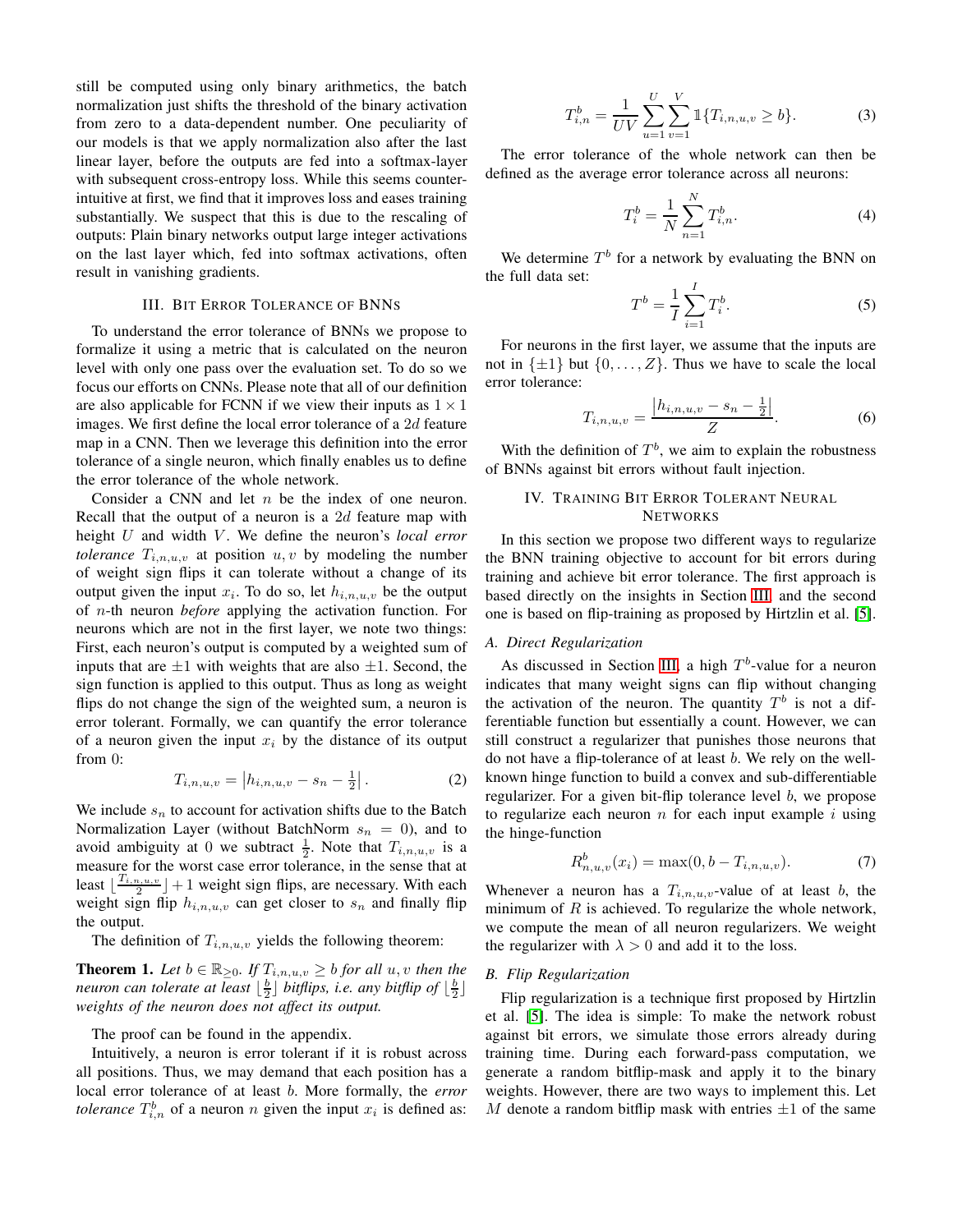still be computed using only binary arithmetics, the batch normalization just shifts the threshold of the binary activation from zero to a data-dependent number. One peculiarity of our models is that we apply normalization also after the last linear layer, before the outputs are fed into a softmax-layer with subsequent cross-entropy loss. While this seems counter-intuitive at first, we find that it improves loss and eases training substantially. We suspect that this is due to the rescaling of outputs: Plain binary networks output large integer activations on the last layer which, fed into softmax activations, often result in vanishing gradients.

## III. Bit Error Tolerance of BNNs

To understand the error tolerance of BNNs we propose to formalize it using a metric that is calculated on the neuron level with only one pass over the evaluation set. To do so we focus our efforts on CNNs. Please note that all of our definition are also applicable for FCNN if we view their inputs as $1 \times 1$ images. We first define the local error tolerance of a $2d$ feature map in a CNN. Then we leverage this definition into the error tolerance of a single neuron, which finally enables us to define the error tolerance of the whole network.

Consider a CNN and let $n$ be the index of one neuron. Recall that the output of a neuron is a $2d$ feature map with height $U$ and width $V$. We define the neuron's *local error tolerance* $T_{i,n,u,v}$ at position $u, v$ by modeling the number of weight sign flips it can tolerate without a change of its output given the input $x_i$. To do so, let $h_{i,n,u,v}$ be the output of $n$-th neuron *before* applying the activation function. For neurons which are not in the first layer, we note two things: First, each neuron's output is computed by a weighted sum of inputs that are $\pm 1$ with weights that are also $\pm 1$. Second, the sign function is applied to this output. Thus as long as weight flips do not change the sign of the weighted sum, a neuron is error tolerant. Formally, we can quantify the error tolerance of a neuron given the input $x_i$ by the distance of its output from 0:

$$T_{i,n,u,v} = \left| h_{i,n,u,v} - s_n - \tfrac{1}{2} \right|. \tag{2}$$

We include $s_n$ to account for activation shifts due to the Batch Normalization Layer (without BatchNorm $s_n = 0$), and to avoid ambiguity at 0 we subtract $\frac{1}{2}$. Note that $T_{i,n,u,v}$ is a measure for the worst case error tolerance, in the sense that at least $\lfloor \frac{T_{i,n,u,v}}{2} \rfloor + 1$ weight sign flips, are necessary. With each weight sign flip $h_{i,n,u,v}$ can get closer to $s_n$ and finally flip the output.

The definition of $T_{i,n,u,v}$ yields the following theorem:

**Theorem 1.** *Let $b \in \mathbb{R}_{\geq 0}$. If $T_{i,n,u,v} \geq b$ for all $u, v$ then the neuron can tolerate at least $\lfloor \frac{b}{2} \rfloor$ bitflips, i.e. any bitflip of $\lfloor \frac{b}{2} \rfloor$ weights of the neuron does not affect its output.*

The proof can be found in the appendix.

Intuitively, a neuron is error tolerant if it is robust across all positions. Thus, we may demand that each position has a local error tolerance of at least $b$. More formally, the *error tolerance* $T^b_{i,n}$ of a neuron $n$ given the input $x_i$ is defined as:

$$T^b_{i,n} = \frac{1}{UV} \sum_{u=1}^{U} \sum_{v=1}^{V} \mathbb{1}\{T_{i,n,u,v} \geq b\}. \tag{3}$$

The error tolerance of the whole network can then be defined as the average error tolerance across all neurons:

$$T^b_i = \frac{1}{N} \sum_{n=1}^{N} T^b_{i,n}. \tag{4}$$

We determine $T^b$ for a network by evaluating the BNN on the full data set:

$$T^b = \frac{1}{I} \sum_{i=1}^{I} T^b_i. \tag{5}$$

For neurons in the first layer, we assume that the inputs are not in $\{\pm 1\}$ but $\{0, \ldots, Z\}$. Thus we have to scale the local error tolerance:

$$T_{i,n,u,v} = \frac{\left| h_{i,n,u,v} - s_n - \frac{1}{2} \right|}{Z}. \tag{6}$$

With the definition of $T^b$, we aim to explain the robustness of BNNs against bit errors without fault injection.

## IV. Training Bit Error Tolerant Neural Networks

In this section we propose two different ways to regularize the BNN training objective to account for bit errors during training and achieve bit error tolerance. The first approach is based directly on the insights in Section III and the second one is based on flip-training as proposed by Hirtzlin et al. [5].

### A. Direct Regularization

As discussed in Section III, a high $T^b$-value for a neuron indicates that many weight signs can flip without changing the activation of the neuron. The quantity $T^b$ is not a differentiable function but essentially a count. However, we can still construct a regularizer that punishes those neurons that do not have a flip-tolerance of at least $b$. We rely on the well-known hinge function to build a convex and sub-differentiable regularizer. For a given bit-flip tolerance level $b$, we propose to regularize each neuron $n$ for each input example $i$ using the hinge-function

$$R^b_{n,u,v}(x_i) = \max(0, b - T_{i,n,u,v}). \tag{7}$$

Whenever a neuron has a $T_{i,n,u,v}$-value of at least $b$, the minimum of $R$ is achieved. To regularize the whole network, we compute the mean of all neuron regularizers. We weight the regularizer with $\lambda > 0$ and add it to the loss.

### B. Flip Regularization

Flip regularization is a technique first proposed by Hirtzlin et al. [5]. The idea is simple: To make the network robust against bit errors, we simulate those errors already during training time. During each forward-pass computation, we generate a random bitflip-mask and apply it to the binary weights. However, there are two ways to implement this. Let $M$ denote a random bitflip mask with entries $\pm 1$ of the same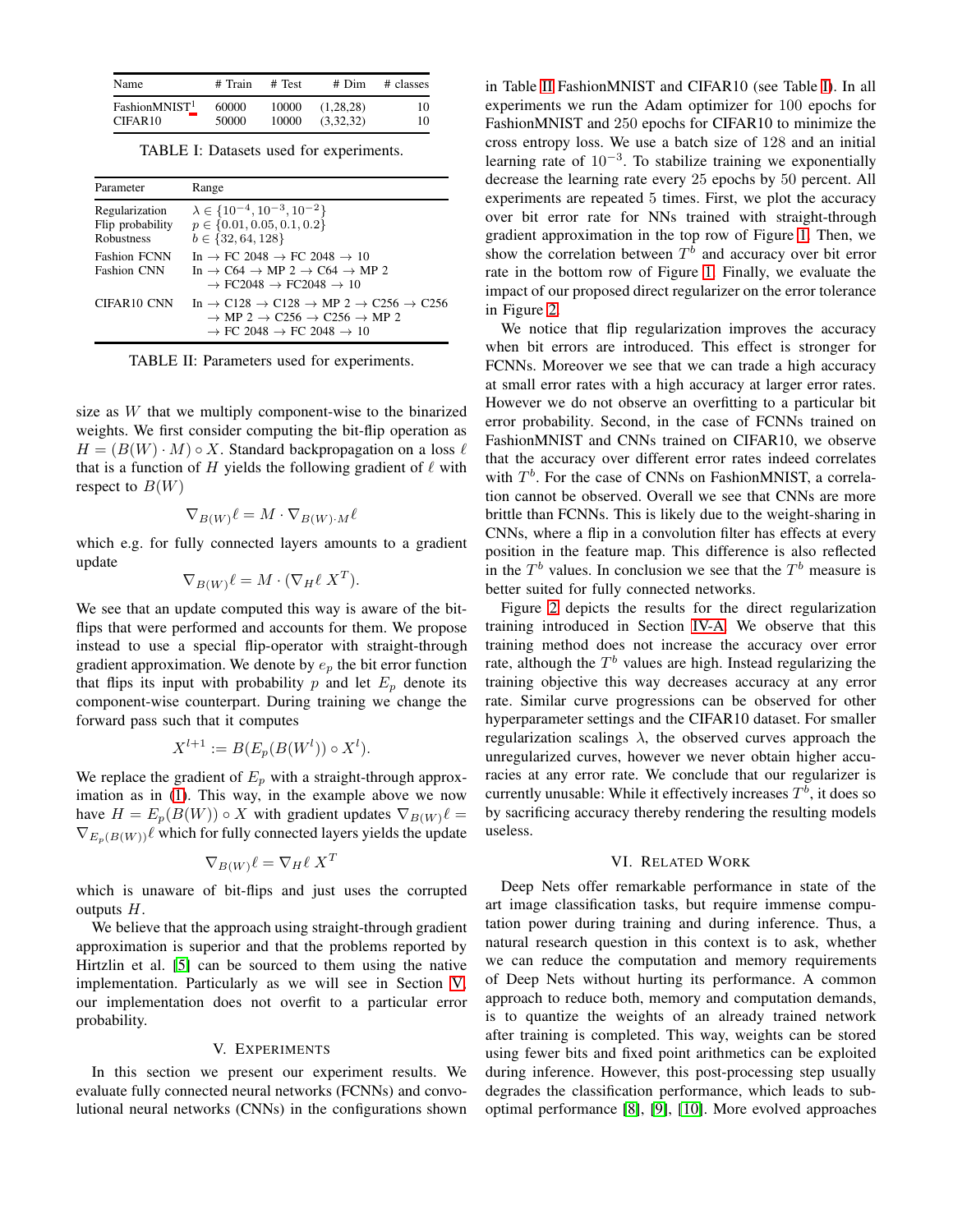| Name | # Train | # Test | # Dim | # classes |
|---|---|---|---|---|
| FashionMNIST[1] | 60000 | 10000 | (1,28,28) | 10 |
| CIFAR10 | 50000 | 10000 | (3,32,32) | 10 |

TABLE I: Datasets used for experiments.

| Parameter | Range |
|---|---|
| Regularization | $\lambda \in \{10^{-4}, 10^{-3}, 10^{-2}\}$ |
| Flip probability | $p \in \{0.01, 0.05, 0.1, 0.2\}$ |
| Robustness | $b \in \{32, 64, 128\}$ |
| Fashion FCNN | In → FC 2048 → FC 2048 → 10 |
| Fashion CNN | In → C64 → MP 2 → C64 → MP 2 → FC2048 → FC2048 → 10 |
| CIFAR10 CNN | In → C128 → C128 → MP 2 → C256 → C256 → MP 2 → C256 → C256 → MP 2 → FC 2048 → FC 2048 → 10 |

TABLE II: Parameters used for experiments.

size as $W$ that we multiply component-wise to the binarized weights. We first consider computing the bit-flip operation as $H = (B(W) \cdot M) \circ X$. Standard backpropagation on a loss $\ell$ that is a function of $H$ yields the following gradient of $\ell$ with respect to $B(W)$

$$\nabla_{B(W)}\ell = M \cdot \nabla_{B(W) \cdot M}\ell$$

which e.g. for fully connected layers amounts to a gradient update

$$\nabla_{B(W)}\ell = M \cdot (\nabla_H \ell \; X^T).$$

We see that an update computed this way is aware of the bit-flips that were performed and accounts for them. We propose instead to use a special flip-operator with straight-through gradient approximation. We denote by $e_p$ the bit error function that flips its input with probability $p$ and let $E_p$ denote its component-wise counterpart. During training we change the forward pass such that it computes

$$X^{l+1} := B(E_p(B(W^l)) \circ X^l).$$

We replace the gradient of $E_p$ with a straight-through approximation as in (1). This way, in the example above we now have $H = E_p(B(W)) \circ X$ with gradient updates $\nabla_{B(W)}\ell = \nabla_{E_p(B(W))}\ell$ which for fully connected layers yields the update

$$\nabla_{B(W)}\ell = \nabla_H \ell \; X^T$$

which is unaware of bit-flips and just uses the corrupted outputs $H$.

We believe that the approach using straight-through gradient approximation is superior and that the problems reported by Hirtzlin et al. [5] can be sourced to them using the native implementation. Particularly as we will see in Section V, our implementation does not overfit to a particular error probability.

## V. Experiments

In this section we present our experiment results. We evaluate fully connected neural networks (FCNNs) and convolutional neural networks (CNNs) in the configurations shown in Table II FashionMNIST and CIFAR10 (see Table I). In all experiments we run the Adam optimizer for 100 epochs for FashionMNIST and 250 epochs for CIFAR10 to minimize the cross entropy loss. We use a batch size of 128 and an initial learning rate of $10^{-3}$. To stabilize training we exponentially decrease the learning rate every 25 epochs by 50 percent. All experiments are repeated 5 times. First, we plot the accuracy over bit error rate for NNs trained with straight-through gradient approximation in the top row of Figure 1. Then, we show the correlation between $T^b$ and accuracy over bit error rate in the bottom row of Figure 1. Finally, we evaluate the impact of our proposed direct regularizer on the error tolerance in Figure 2.

We notice that flip regularization improves the accuracy when bit errors are introduced. This effect is stronger for FCNNs. Moreover we see that we can trade a high accuracy at small error rates with a high accuracy at larger error rates. However we do not observe an overfitting to a particular bit error probability. Second, in the case of FCNNs trained on FashionMNIST and CNNs trained on CIFAR10, we observe that the accuracy over different error rates indeed correlates with $T^b$. For the case of CNNs on FashionMNIST, a correlation cannot be observed. Overall we see that CNNs are more brittle than FCNNs. This is likely due to the weight-sharing in CNNs, where a flip in a convolution filter has effects at every position in the feature map. This difference is also reflected in the $T^b$ values. In conclusion we see that the $T^b$ measure is better suited for fully connected networks.

Figure 2 depicts the results for the direct regularization training introduced in Section IV-A. We observe that this training method does not increase the accuracy over error rate, although the $T^b$ values are high. Instead regularizing the training objective this way decreases accuracy at any error rate. Similar curve progressions can be observed for other hyperparameter settings and the CIFAR10 dataset. For smaller regularization scalings $\lambda$, the observed curves approach the unregularized curves, however we never obtain higher accuracies at any error rate. We conclude that our regularizer is currently unusable: While it effectively increases $T^b$, it does so by sacrificing accuracy thereby rendering the resulting models useless.

## VI. Related Work

Deep Nets offer remarkable performance in state of the art image classification tasks, but require immense computation power during training and during inference. Thus, a natural research question in this context is to ask, whether we can reduce the computation and memory requirements of Deep Nets without hurting its performance. A common approach to reduce both, memory and computation demands, is to quantize the weights of an already trained network after training is completed. This way, weights can be stored using fewer bits and fixed point arithmetics can be exploited during inference. However, this post-processing step usually degrades the classification performance, which leads to sub-optimal performance [8], [9], [10]. More evolved approaches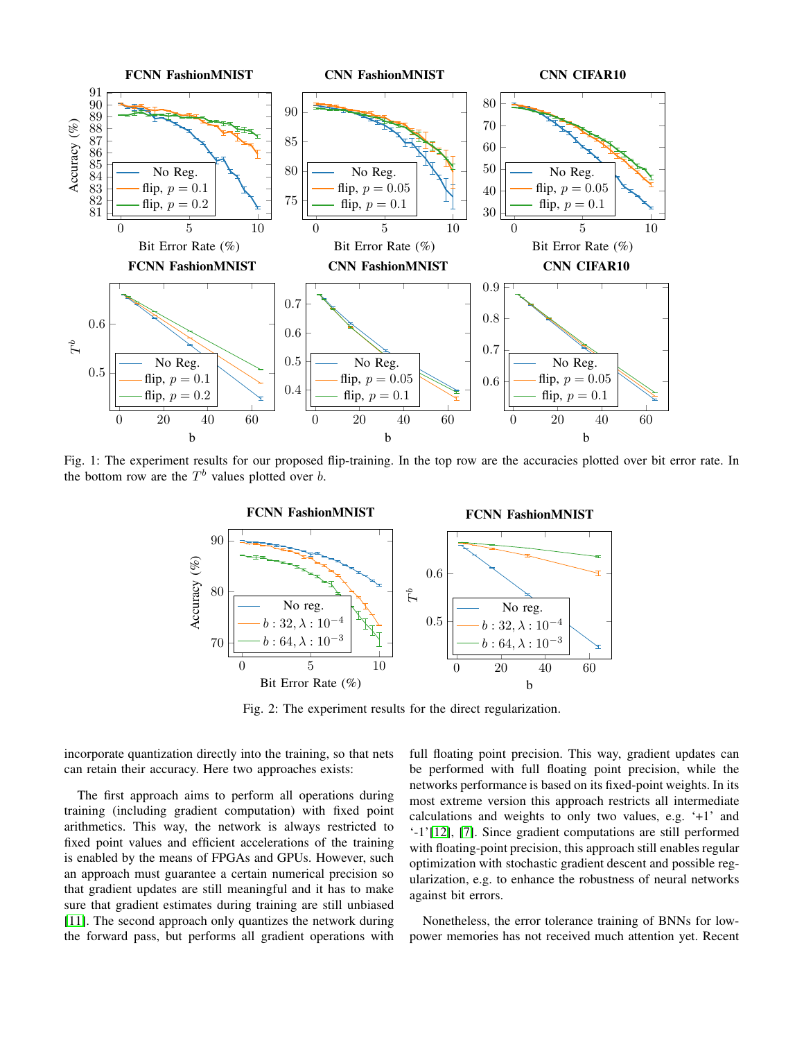Fig. 1: The experiment results for our proposed flip-training. In the top row are the accuracies plotted over bit error rate. In the bottom row are the $T^b$ values plotted over $b$.

Fig. 2: The experiment results for the direct regularization.

incorporate quantization directly into the training, so that nets can retain their accuracy. Here two approaches exists:

The first approach aims to perform all operations during training (including gradient computation) with fixed point arithmetics. This way, the network is always restricted to fixed point values and efficient accelerations of the training is enabled by the means of FPGAs and GPUs. However, such an approach must guarantee a certain numerical precision so that gradient updates are still meaningful and it has to make sure that gradient estimates during training are still unbiased [11]. The second approach only quantizes the network during the forward pass, but performs all gradient operations with full floating point precision. This way, gradient updates can be performed with full floating point precision, while the networks performance is based on its fixed-point weights. In its most extreme version this approach restricts all intermediate calculations and weights to only two values, e.g. '+1' and '-1'[12], [7]. Since gradient computations are still performed with floating-point precision, this approach still enables regular optimization with stochastic gradient descent and possible regularization, e.g. to enhance the robustness of neural networks against bit errors.

Nonetheless, the error tolerance training of BNNs for low-power memories has not received much attention yet. Recent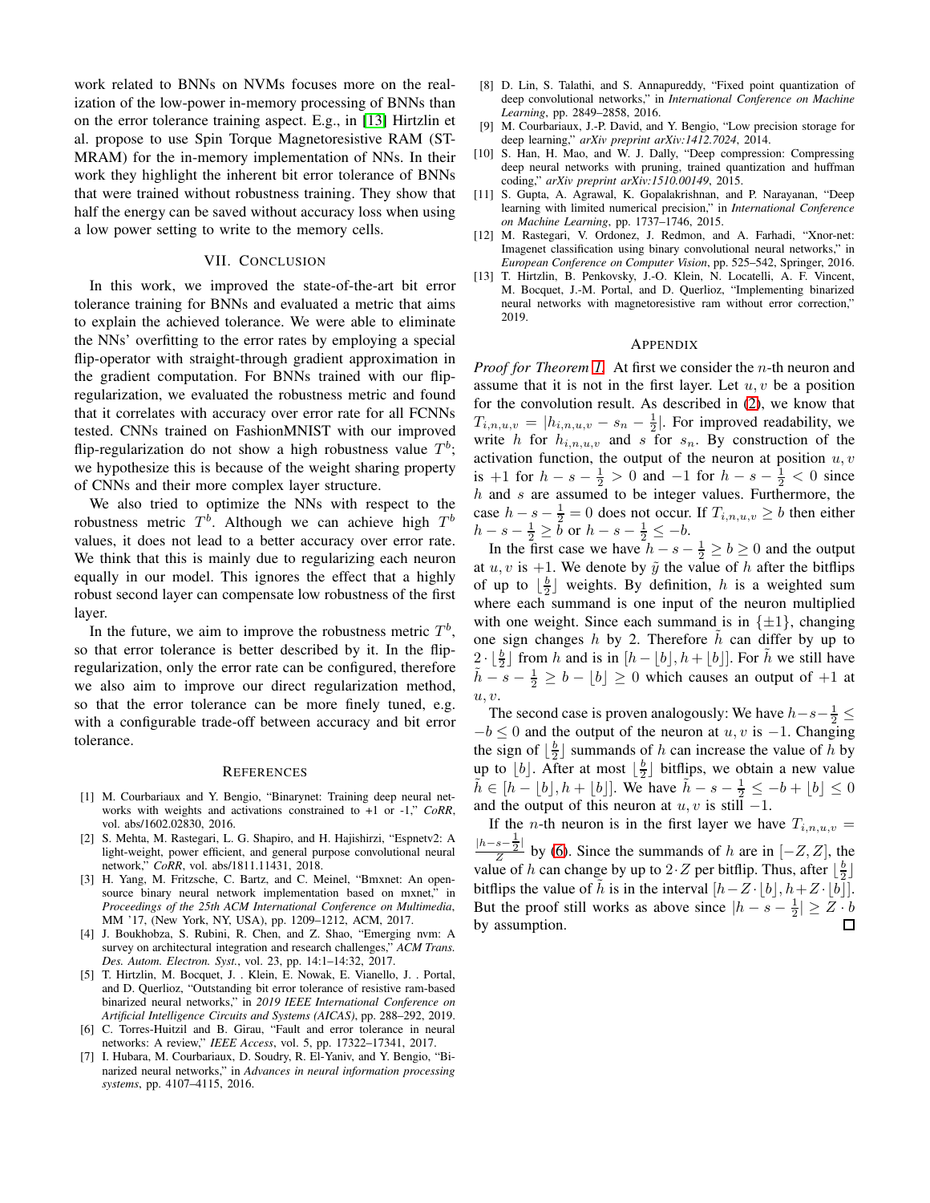work related to BNNs on NVMs focuses more on the realization of the low-power in-memory processing of BNNs than on the error tolerance training aspect. E.g., in [13] Hirtzlin et al. propose to use Spin Torque Magnetoresistive RAM (ST-MRAM) for the in-memory implementation of NNs. In their work they highlight the inherent bit error tolerance of BNNs that were trained without robustness training. They show that half the energy can be saved without accuracy loss when using a low power setting to write to the memory cells.

## VII. Conclusion

In this work, we improved the state-of-the-art bit error tolerance training for BNNs and evaluated a metric that aims to explain the achieved tolerance. We were able to eliminate the NNs' overfitting to the error rates by employing a special flip-operator with straight-through gradient approximation in the gradient computation. For BNNs trained with our flip-regularization, we evaluated the robustness metric and found that it correlates with accuracy over error rate for all FCNNs tested. CNNs trained on FashionMNIST with our improved flip-regularization do not show a high robustness value $T^b$; we hypothesize this is because of the weight sharing property of CNNs and their more complex layer structure.

We also tried to optimize the NNs with respect to the robustness metric $T^b$. Although we can achieve high $T^b$ values, it does not lead to a better accuracy over error rate. We think that this is mainly due to regularizing each neuron equally in our model. This ignores the effect that a highly robust second layer can compensate low robustness of the first layer.

In the future, we aim to improve the robustness metric $T^b$, so that error tolerance is better described by it. In the flip-regularization, only the error rate can be configured, therefore we also aim to improve our direct regularization method, so that the error tolerance can be more finely tuned, e.g. with a configurable trade-off between accuracy and bit error tolerance.

## References

[1] M. Courbariaux and Y. Bengio, "Binarynet: Training deep neural networks with weights and activations constrained to +1 or -1," *CoRR*, vol. abs/1602.02830, 2016.

[2] S. Mehta, M. Rastegari, L. G. Shapiro, and H. Hajishirzi, "Espnetv2: A light-weight, power efficient, and general purpose convolutional neural network," *CoRR*, vol. abs/1811.11431, 2018.

[3] H. Yang, M. Fritzsche, C. Bartz, and C. Meinel, "Bmxnet: An open-source binary neural network implementation based on mxnet," in *Proceedings of the 25th ACM International Conference on Multimedia*, MM '17, (New York, NY, USA), pp. 1209–1212, ACM, 2017.

[4] J. Boukhobza, S. Rubini, R. Chen, and Z. Shao, "Emerging nvm: A survey on architectural integration and research challenges," *ACM Trans. Des. Autom. Electron. Syst.*, vol. 23, pp. 14:1–14:32, 2017.

[5] T. Hirtzlin, M. Bocquet, J. . Klein, E. Nowak, E. Vianello, J. . Portal, and D. Querlioz, "Outstanding bit error tolerance of resistive ram-based binarized neural networks," in *2019 IEEE International Conference on Artificial Intelligence Circuits and Systems (AICAS)*, pp. 288–292, 2019.

[6] C. Torres-Huitzil and B. Girau, "Fault and error tolerance in neural networks: A review," *IEEE Access*, vol. 5, pp. 17322–17341, 2017.

[7] I. Hubara, M. Courbariaux, D. Soudry, R. El-Yaniv, and Y. Bengio, "Binarized neural networks," in *Advances in neural information processing systems*, pp. 4107–4115, 2016.

[8] D. Lin, S. Talathi, and S. Annapureddy, "Fixed point quantization of deep convolutional networks," in *International Conference on Machine Learning*, pp. 2849–2858, 2016.

[9] M. Courbariaux, J.-P. David, and Y. Bengio, "Low precision storage for deep learning," *arXiv preprint arXiv:1412.7024*, 2014.

[10] S. Han, H. Mao, and W. J. Dally, "Deep compression: Compressing deep neural networks with pruning, trained quantization and huffman coding," *arXiv preprint arXiv:1510.00149*, 2015.

[11] S. Gupta, A. Agrawal, K. Gopalakrishnan, and P. Narayanan, "Deep learning with limited numerical precision," in *International Conference on Machine Learning*, pp. 1737–1746, 2015.

[12] M. Rastegari, V. Ordonez, J. Redmon, and A. Farhadi, "Xnor-net: Imagenet classification using binary convolutional neural networks," in *European Conference on Computer Vision*, pp. 525–542, Springer, 2016.

[13] T. Hirtzlin, B. Penkovsky, J.-O. Klein, N. Locatelli, A. F. Vincent, M. Bocquet, J.-M. Portal, and D. Querlioz, "Implementing binarized neural networks with magnetoresistive ram without error correction," 2019.

## Appendix

*Proof for Theorem 1.* At first we consider the $n$-th neuron and assume that it is not in the first layer. Let $u, v$ be a position for the convolution result. As described in (2), we know that $T_{i,n,u,v} = |h_{i,n,u,v} - s_n - \frac{1}{2}|$. For improved readability, we write $h$ for $h_{i,n,u,v}$ and $s$ for $s_n$. By construction of the activation function, the output of the neuron at position $u, v$ is $+1$ for $h - s - \frac{1}{2} > 0$ and $-1$ for $h - s - \frac{1}{2} < 0$ since $h$ and $s$ are assumed to be integer values. Furthermore, the case $h - s - \frac{1}{2} = 0$ does not occur. If $T_{i,n,u,v} \geq b$ then either $h - s - \frac{1}{2} \geq b$ or $h - s - \frac{1}{2} \leq -b$.

In the first case we have $h - s - \frac{1}{2} \geq b \geq 0$ and the output at $u, v$ is $+1$. We denote by $\tilde{y}$ the value of $h$ after the bitflips of up to $\lfloor \frac{b}{2} \rfloor$ weights. By definition, $h$ is a weighted sum where each summand is one input of the neuron multiplied with one weight. Since each summand is in $\{\pm 1\}$, changing one sign changes $h$ by 2. Therefore $\tilde{h}$ can differ by up to $2 \cdot \lfloor \frac{b}{2} \rfloor$ from $h$ and is in $[h - \lfloor b \rfloor, h + \lfloor b \rfloor]$. For $\tilde{h}$ we still have $\tilde{h} - s - \frac{1}{2} \geq b - \lfloor b \rfloor \geq 0$ which causes an output of $+1$ at $u, v$.

The second case is proven analogously: We have $h - s - \frac{1}{2} \leq -b \leq 0$ and the output of the neuron at $u, v$ is $-1$. Changing the sign of $\lfloor \frac{b}{2} \rfloor$ summands of $h$ can increase the value of $h$ by up to $\lfloor b \rfloor$. After at most $\lfloor \frac{b}{2} \rfloor$ bitflips, we obtain a new value $\tilde{h} \in [h - \lfloor b \rfloor, h + \lfloor b \rfloor]$. We have $\tilde{h} - s - \frac{1}{2} \leq -b + \lfloor b \rfloor \leq 0$ and the output of this neuron at $u, v$ is still $-1$.

If the $n$-th neuron is in the first layer we have $T_{i,n,u,v} = \frac{|h - s - \frac{1}{2}|}{Z}$ by (6). Since the summands of $h$ are in $[-Z, Z]$, the value of $h$ can change by up to $2 \cdot Z$ per bitflip. Thus, after $\lfloor \frac{b}{2} \rfloor$ bitflips the value of $\tilde{h}$ is in the interval $[h - Z \cdot \lfloor b \rfloor, h + Z \cdot \lfloor b \rfloor]$. But the proof still works as above since $|h - s - \frac{1}{2}| \geq Z \cdot b$ by assumption. □